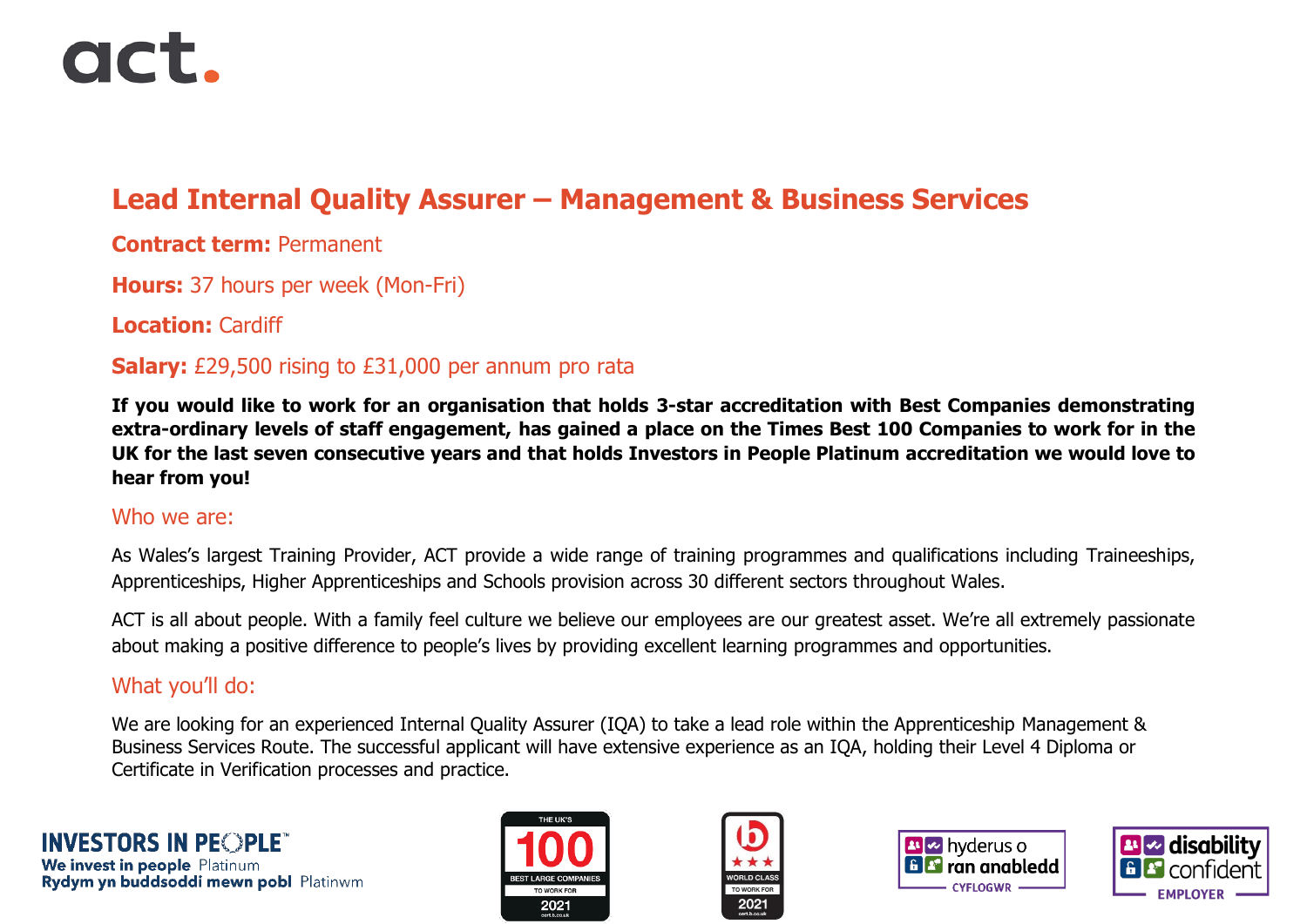act.

# Lead Internal Quality Assurer – Management & Business Services

**Contract term:** Permanent

**Hours:** 37 hours per week (Mon-Fri)

**Location:** Cardiff

**Salary:** £29,500 rising to £31,000 per annum pro rata

**If you would like to work for an organisation that holds 3-star accreditation with Best Companies demonstrating extra-ordinary levels of staff engagement, has gained a place on the Times Best 100 Companies to work for in the UK for the last seven consecutive years and that holds Investors in People Platinum accreditation we would love to hear from you!**

## Who we are:

As Wales's largest Training Provider, ACT provide a wide range of training programmes and qualifications including Traineeships, Apprenticeships, Higher Apprenticeships and Schools provision across 30 different sectors throughout Wales.

ACT is all about people. With a family feel culture we believe our employees are our greatest asset. We're all extremely passionate about making a positive difference to people's lives by providing excellent learning programmes and opportunities.

## What you'll do:

We are looking for an experienced Internal Quality Assurer (IQA) to take a lead role within the Apprenticeship Management & Business Services Route. The successful applicant will have extensive experience as an IQA, holding their Level 4 Diploma or Certificate in Verification processes and practice.

INVESTORS IN PEOPLE™
We invest in people Platinum
Rydym yn buddsoddi mewn pobl Platinwm

THE UK'S 100 BEST LARGE COMPANIES TO WORK FOR 2021

WORLD CLASS TO WORK FOR 2021

hyderus o ran anabledd CYFLOGWR

disability confident EMPLOYER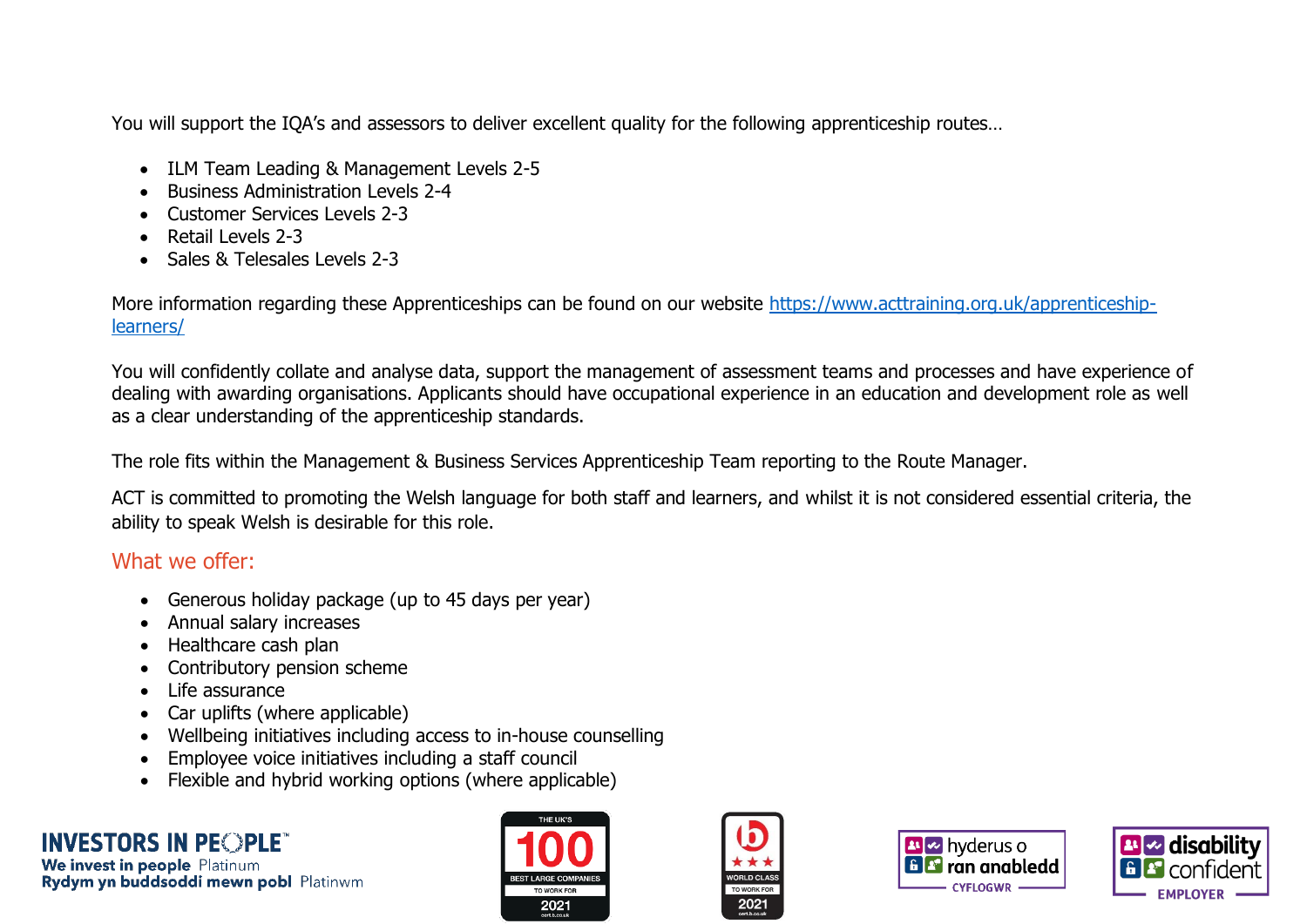You will support the IQA's and assessors to deliver excellent quality for the following apprenticeship routes…

- ILM Team Leading & Management Levels 2-5
- Business Administration Levels 2-4
- Customer Services Levels 2-3
- Retail Levels 2-3
- Sales & Telesales Levels 2-3

More information regarding these Apprenticeships can be found on our website https://www.acttraining.org.uk/apprenticeship-learners/

You will confidently collate and analyse data, support the management of assessment teams and processes and have experience of dealing with awarding organisations. Applicants should have occupational experience in an education and development role as well as a clear understanding of the apprenticeship standards.

The role fits within the Management & Business Services Apprenticeship Team reporting to the Route Manager.

ACT is committed to promoting the Welsh language for both staff and learners, and whilst it is not considered essential criteria, the ability to speak Welsh is desirable for this role.

## What we offer:

- Generous holiday package (up to 45 days per year)
- Annual salary increases
- Healthcare cash plan
- Contributory pension scheme
- Life assurance
- Car uplifts (where applicable)
- Wellbeing initiatives including access to in-house counselling
- Employee voice initiatives including a staff council
- Flexible and hybrid working options (where applicable)

INVESTORS IN PEOPLE™
We invest in people Platinum
Rydym yn buddsoddi mewn pobl Platinwm

THE UK'S 100 BEST LARGE COMPANIES TO WORK FOR 2021

WORLD CLASS TO WORK FOR 2021

hyderus o ran anabledd CYFLOGWR

disability confident EMPLOYER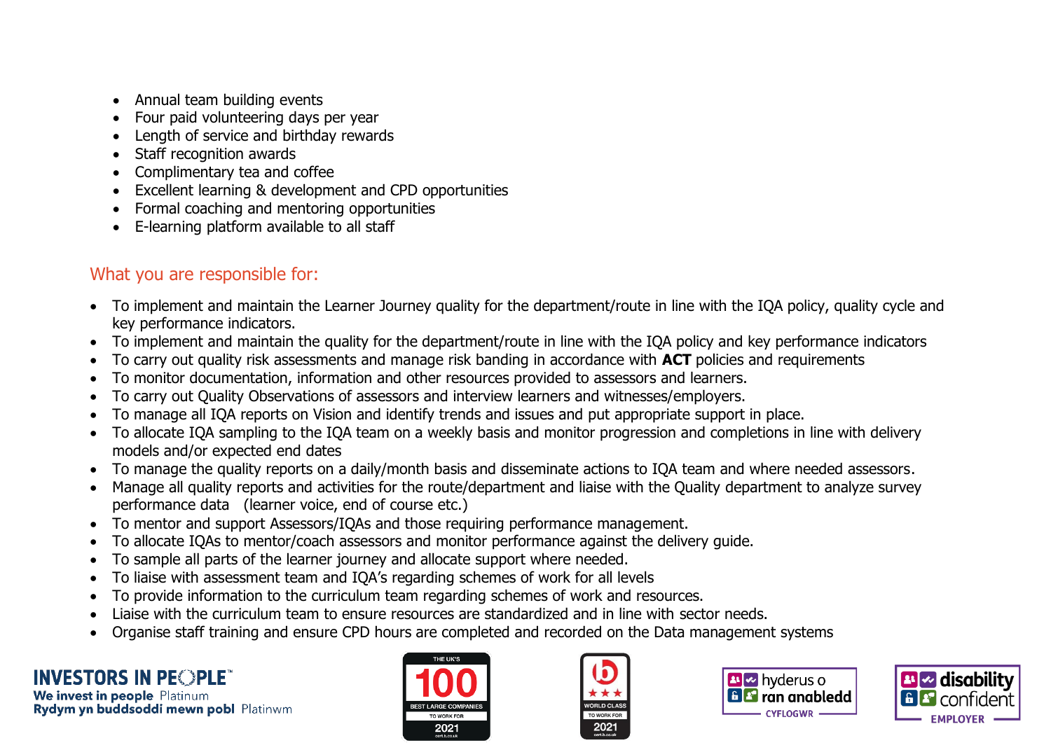- Annual team building events
- Four paid volunteering days per year
- Length of service and birthday rewards
- Staff recognition awards
- Complimentary tea and coffee
- Excellent learning & development and CPD opportunities
- Formal coaching and mentoring opportunities
- E-learning platform available to all staff

## What you are responsible for:

- To implement and maintain the Learner Journey quality for the department/route in line with the IQA policy, quality cycle and key performance indicators.
- To implement and maintain the quality for the department/route in line with the IQA policy and key performance indicators
- To carry out quality risk assessments and manage risk banding in accordance with **ACT** policies and requirements
- To monitor documentation, information and other resources provided to assessors and learners.
- To carry out Quality Observations of assessors and interview learners and witnesses/employers.
- To manage all IQA reports on Vision and identify trends and issues and put appropriate support in place.
- To allocate IQA sampling to the IQA team on a weekly basis and monitor progression and completions in line with delivery models and/or expected end dates
- To manage the quality reports on a daily/month basis and disseminate actions to IQA team and where needed assessors.
- Manage all quality reports and activities for the route/department and liaise with the Quality department to analyze survey performance data (learner voice, end of course etc.)
- To mentor and support Assessors/IQAs and those requiring performance management.
- To allocate IQAs to mentor/coach assessors and monitor performance against the delivery guide.
- To sample all parts of the learner journey and allocate support where needed.
- To liaise with assessment team and IQA's regarding schemes of work for all levels
- To provide information to the curriculum team regarding schemes of work and resources.
- Liaise with the curriculum team to ensure resources are standardized and in line with sector needs.
- Organise staff training and ensure CPD hours are completed and recorded on the Data management systems

INVESTORS IN PEOPLE™ We invest in people Platinum Rydym yn buddsoddi mewn pobl Platinwm

THE UK'S 100 BEST LARGE COMPANIES TO WORK FOR 2021

WORLD CLASS TO WORK FOR 2021

hyderus o ran anabledd CYFLOGWR

disability confident EMPLOYER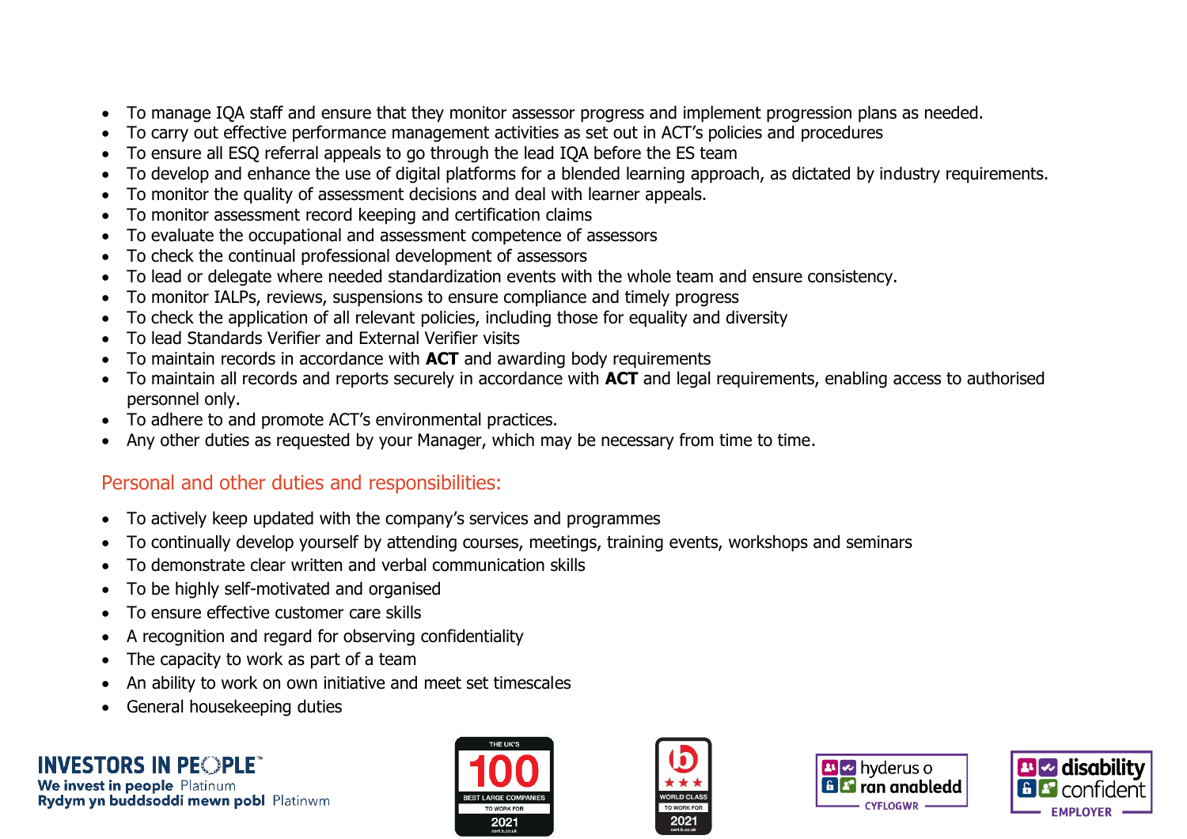- To manage IQA staff and ensure that they monitor assessor progress and implement progression plans as needed.
- To carry out effective performance management activities as set out in ACT's policies and procedures
- To ensure all ESQ referral appeals to go through the lead IQA before the ES team
- To develop and enhance the use of digital platforms for a blended learning approach, as dictated by industry requirements.
- To monitor the quality of assessment decisions and deal with learner appeals.
- To monitor assessment record keeping and certification claims
- To evaluate the occupational and assessment competence of assessors
- To check the continual professional development of assessors
- To lead or delegate where needed standardization events with the whole team and ensure consistency.
- To monitor IALPs, reviews, suspensions to ensure compliance and timely progress
- To check the application of all relevant policies, including those for equality and diversity
- To lead Standards Verifier and External Verifier visits
- To maintain records in accordance with **ACT** and awarding body requirements
- To maintain all records and reports securely in accordance with **ACT** and legal requirements, enabling access to authorised personnel only.
- To adhere to and promote ACT's environmental practices.
- Any other duties as requested by your Manager, which may be necessary from time to time.

## Personal and other duties and responsibilities:

- To actively keep updated with the company's services and programmes
- To continually develop yourself by attending courses, meetings, training events, workshops and seminars
- To demonstrate clear written and verbal communication skills
- To be highly self-motivated and organised
- To ensure effective customer care skills
- A recognition and regard for observing confidentiality
- The capacity to work as part of a team
- An ability to work on own initiative and meet set timescales
- General housekeeping duties

INVESTORS IN PEOPLE™
We invest in people Platinum
Rydym yn buddsoddi mewn pobl Platinwm

THE UK'S 100 BEST LARGE COMPANIES TO WORK FOR 2021

WORLD CLASS TO WORK FOR 2021

hyderus o ran anabledd CYFLOGWR

disability confident EMPLOYER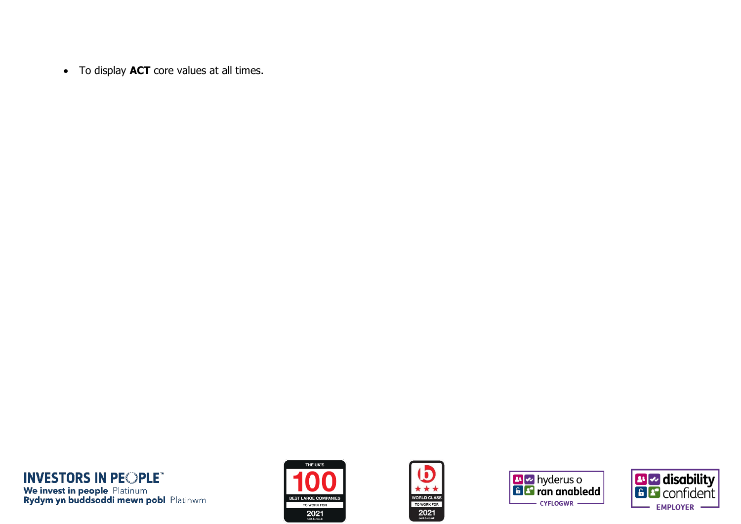- To display **ACT** core values at all times.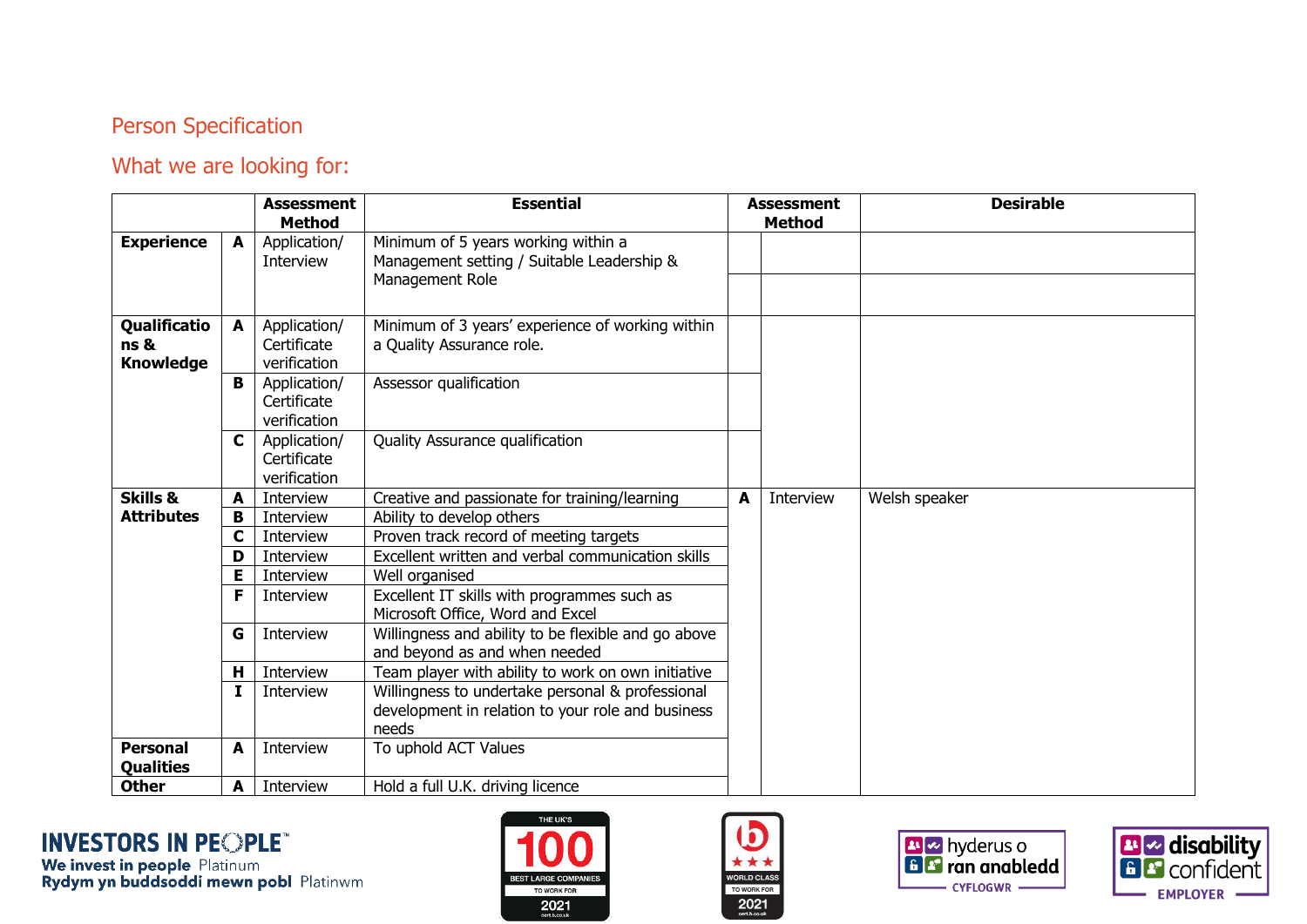## Person Specification

## What we are looking for:

| | | Assessment Method | Essential | | Assessment Method | Desirable |
|---|---|---|---|---|---|---|
| **Experience** | **A** | Application/ Interview | Minimum of 5 years working within a Management setting / Suitable Leadership & Management Role | | | |
| **Qualifications & Knowledge** | **A** | Application/ Certificate verification | Minimum of 3 years' experience of working within a Quality Assurance role. | | | |
| | **B** | Application/ Certificate verification | Assessor qualification | | | |
| | **C** | Application/ Certificate verification | Quality Assurance qualification | | | |
| **Skills & Attributes** | **A** | Interview | Creative and passionate for training/learning | **A** | Interview | Welsh speaker |
| | **B** | Interview | Ability to develop others | | | |
| | **C** | Interview | Proven track record of meeting targets | | | |
| | **D** | Interview | Excellent written and verbal communication skills | | | |
| | **E** | Interview | Well organised | | | |
| | **F** | Interview | Excellent IT skills with programmes such as Microsoft Office, Word and Excel | | | |
| | **G** | Interview | Willingness and ability to be flexible and go above and beyond as and when needed | | | |
| | **H** | Interview | Team player with ability to work on own initiative | | | |
| | **I** | Interview | Willingness to undertake personal & professional development in relation to your role and business needs | | | |
| **Personal Qualities** | **A** | Interview | To uphold ACT Values | | | |
| **Other** | **A** | Interview | Hold a full U.K. driving licence | | | |

INVESTORS IN PEOPLE™
We invest in people Platinum
Rydym yn buddsoddi mewn pobl Platinwm

THE UK'S 100 BEST LARGE COMPANIES TO WORK FOR 2021

WORLD CLASS TO WORK FOR 2021

hyderus o ran anabledd CYFLOGWR

disability confident EMPLOYER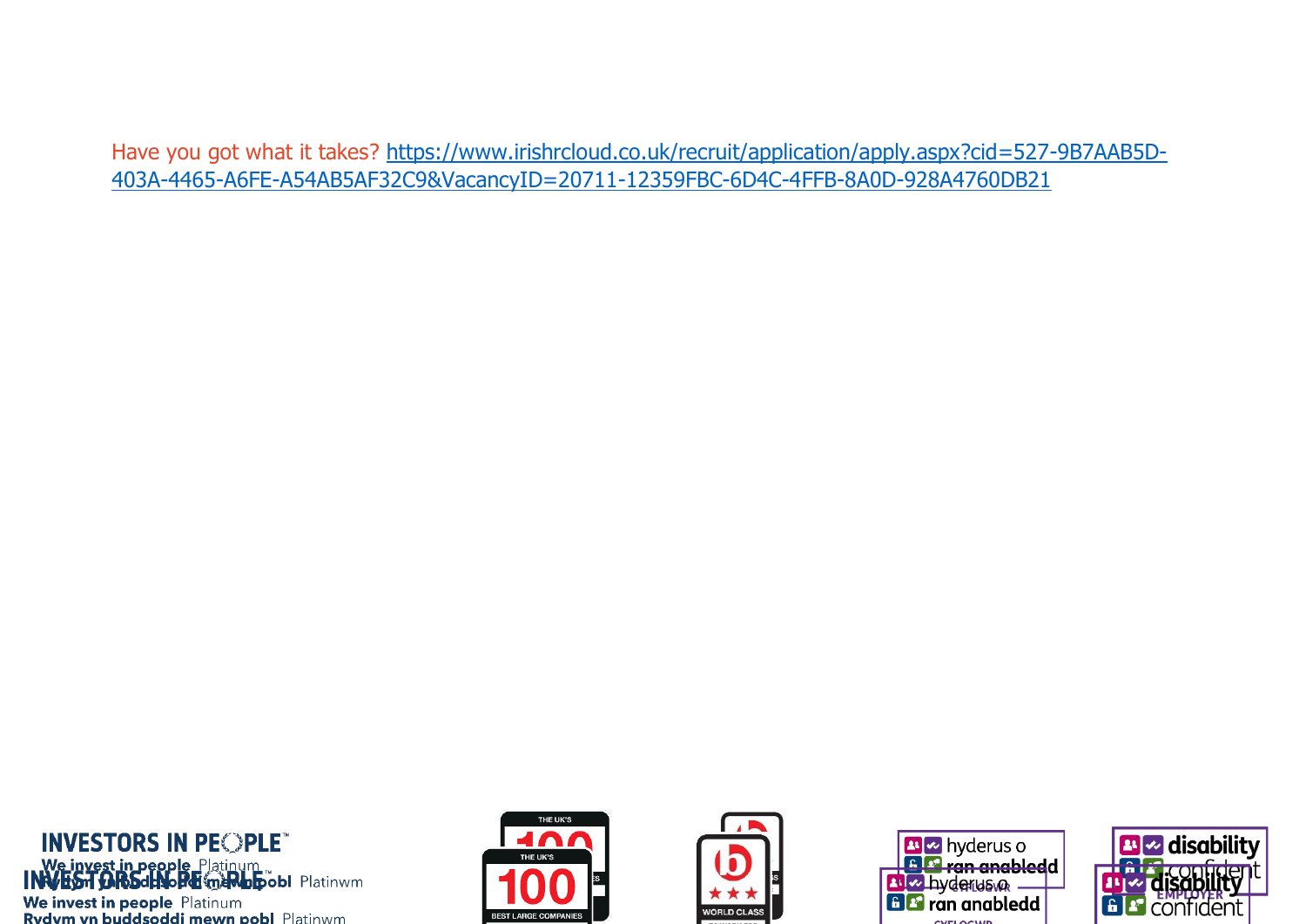Have you got what it takes? https://www.irishrcloud.co.uk/recruit/application/apply.aspx?cid=527-9B7AAB5D-403A-4465-A6FE-A54AB5AF32C9&VacancyID=20711-12359FBC-6D4C-4FFB-8A0D-928A4760DB21